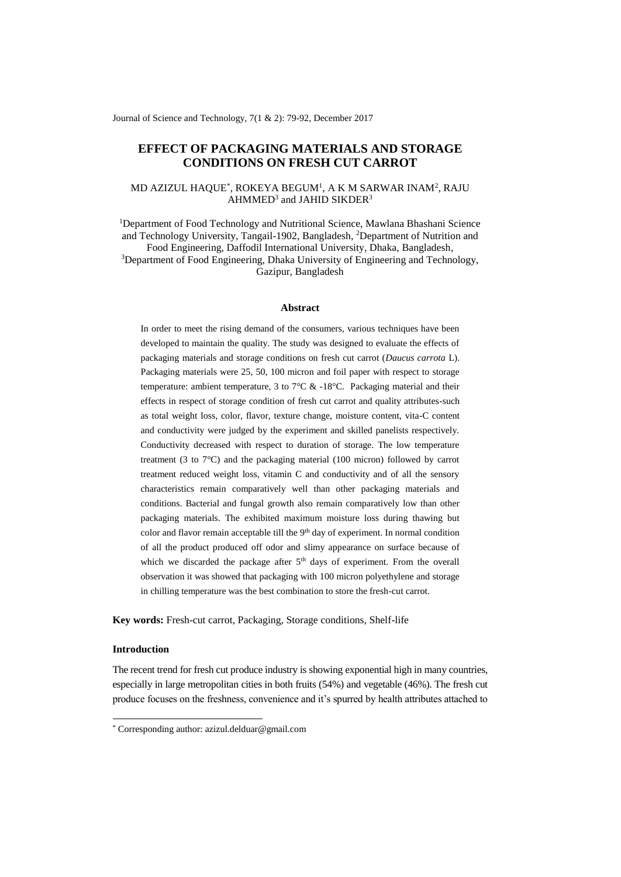# EFFECT OF PACKAGING MATERIALS AND STORAGE CONDITIONS ON FRESH CUT CARROT

MD AZIZUL HAQUE*, ROKEYA BEGUM[1], A K M SARWAR INAM[2], RAJU AHMMED[3] and JAHID SIKDER[3]

[1]Department of Food Technology and Nutritional Science, Mawlana Bhashani Science and Technology University, Tangail-1902, Bangladesh, [2]Department of Nutrition and Food Engineering, Daffodil International University, Dhaka, Bangladesh, [3]Department of Food Engineering, Dhaka University of Engineering and Technology, Gazipur, Bangladesh

## Abstract

In order to meet the rising demand of the consumers, various techniques have been developed to maintain the quality. The study was designed to evaluate the effects of packaging materials and storage conditions on fresh cut carrot (*Daucus carrota* L). Packaging materials were 25, 50, 100 micron and foil paper with respect to storage temperature: ambient temperature, 3 to 7°C & -18°C. Packaging material and their effects in respect of storage condition of fresh cut carrot and quality attributes-such as total weight loss, color, flavor, texture change, moisture content, vita-C content and conductivity were judged by the experiment and skilled panelists respectively. Conductivity decreased with respect to duration of storage. The low temperature treatment (3 to 7°C) and the packaging material (100 micron) followed by carrot treatment reduced weight loss, vitamin C and conductivity and of all the sensory characteristics remain comparatively well than other packaging materials and conditions. Bacterial and fungal growth also remain comparatively low than other packaging materials. The exhibited maximum moisture loss during thawing but color and flavor remain acceptable till the 9th day of experiment. In normal condition of all the product produced off odor and slimy appearance on surface because of which we discarded the package after 5th days of experiment. From the overall observation it was showed that packaging with 100 micron polyethylene and storage in chilling temperature was the best combination to store the fresh-cut carrot.

**Key words:** Fresh-cut carrot, Packaging, Storage conditions, Shelf-life

### Introduction

The recent trend for fresh cut produce industry is showing exponential high in many countries, especially in large metropolitan cities in both fruits (54%) and vegetable (46%). The fresh cut produce focuses on the freshness, convenience and it's spurred by health attributes attached to

* Corresponding author: azizul.delduar@gmail.com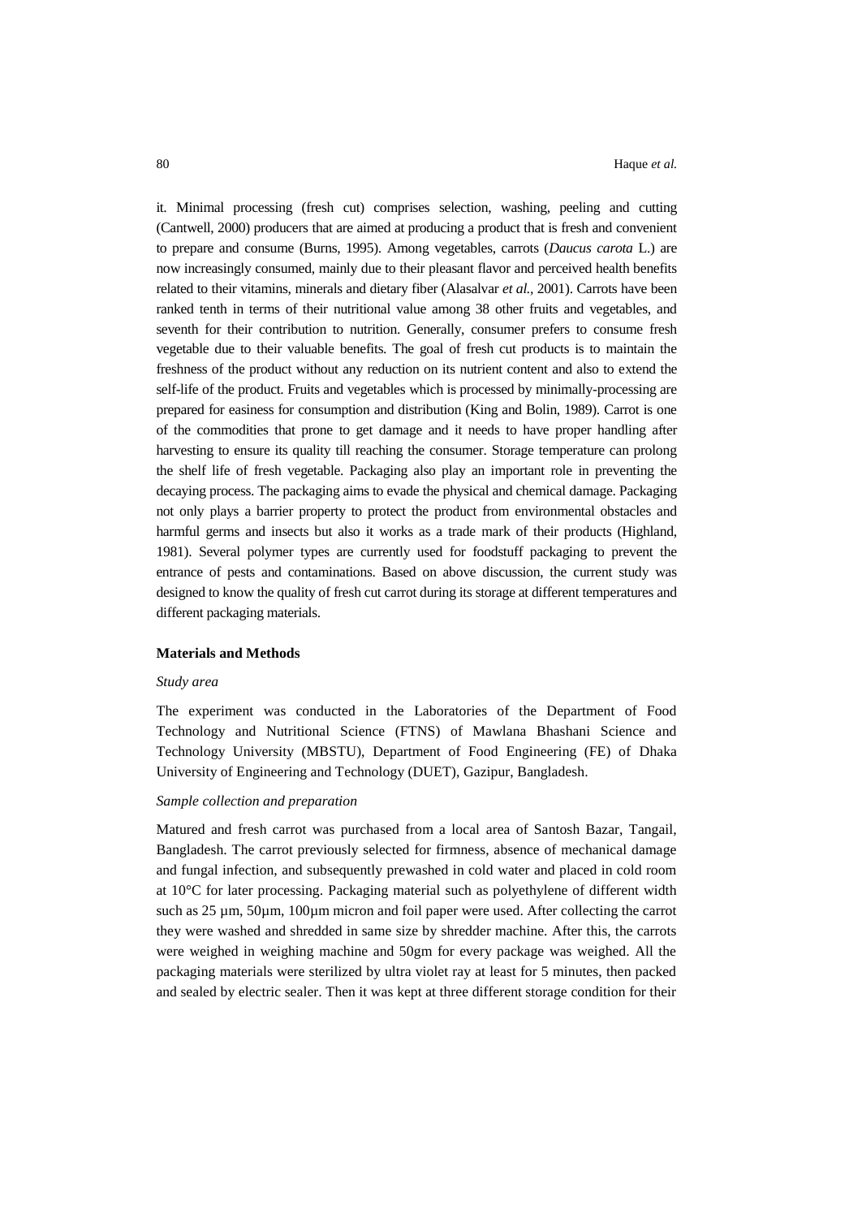it. Minimal processing (fresh cut) comprises selection, washing, peeling and cutting (Cantwell, 2000) producers that are aimed at producing a product that is fresh and convenient to prepare and consume (Burns, 1995). Among vegetables, carrots (*Daucus carota* L.) are now increasingly consumed, mainly due to their pleasant flavor and perceived health benefits related to their vitamins, minerals and dietary fiber (Alasalvar *et al.*, 2001). Carrots have been ranked tenth in terms of their nutritional value among 38 other fruits and vegetables, and seventh for their contribution to nutrition. Generally, consumer prefers to consume fresh vegetable due to their valuable benefits. The goal of fresh cut products is to maintain the freshness of the product without any reduction on its nutrient content and also to extend the self-life of the product. Fruits and vegetables which is processed by minimally-processing are prepared for easiness for consumption and distribution (King and Bolin, 1989). Carrot is one of the commodities that prone to get damage and it needs to have proper handling after harvesting to ensure its quality till reaching the consumer. Storage temperature can prolong the shelf life of fresh vegetable. Packaging also play an important role in preventing the decaying process. The packaging aims to evade the physical and chemical damage. Packaging not only plays a barrier property to protect the product from environmental obstacles and harmful germs and insects but also it works as a trade mark of their products (Highland, 1981). Several polymer types are currently used for foodstuff packaging to prevent the entrance of pests and contaminations. Based on above discussion, the current study was designed to know the quality of fresh cut carrot during its storage at different temperatures and different packaging materials.

## Materials and Methods

### *Study area*

The experiment was conducted in the Laboratories of the Department of Food Technology and Nutritional Science (FTNS) of Mawlana Bhashani Science and Technology University (MBSTU), Department of Food Engineering (FE) of Dhaka University of Engineering and Technology (DUET), Gazipur, Bangladesh.

### *Sample collection and preparation*

Matured and fresh carrot was purchased from a local area of Santosh Bazar, Tangail, Bangladesh. The carrot previously selected for firmness, absence of mechanical damage and fungal infection, and subsequently prewashed in cold water and placed in cold room at 10°C for later processing. Packaging material such as polyethylene of different width such as 25 µm, 50µm, 100µm micron and foil paper were used. After collecting the carrot they were washed and shredded in same size by shredder machine. After this, the carrots were weighed in weighing machine and 50gm for every package was weighed. All the packaging materials were sterilized by ultra violet ray at least for 5 minutes, then packed and sealed by electric sealer. Then it was kept at three different storage condition for their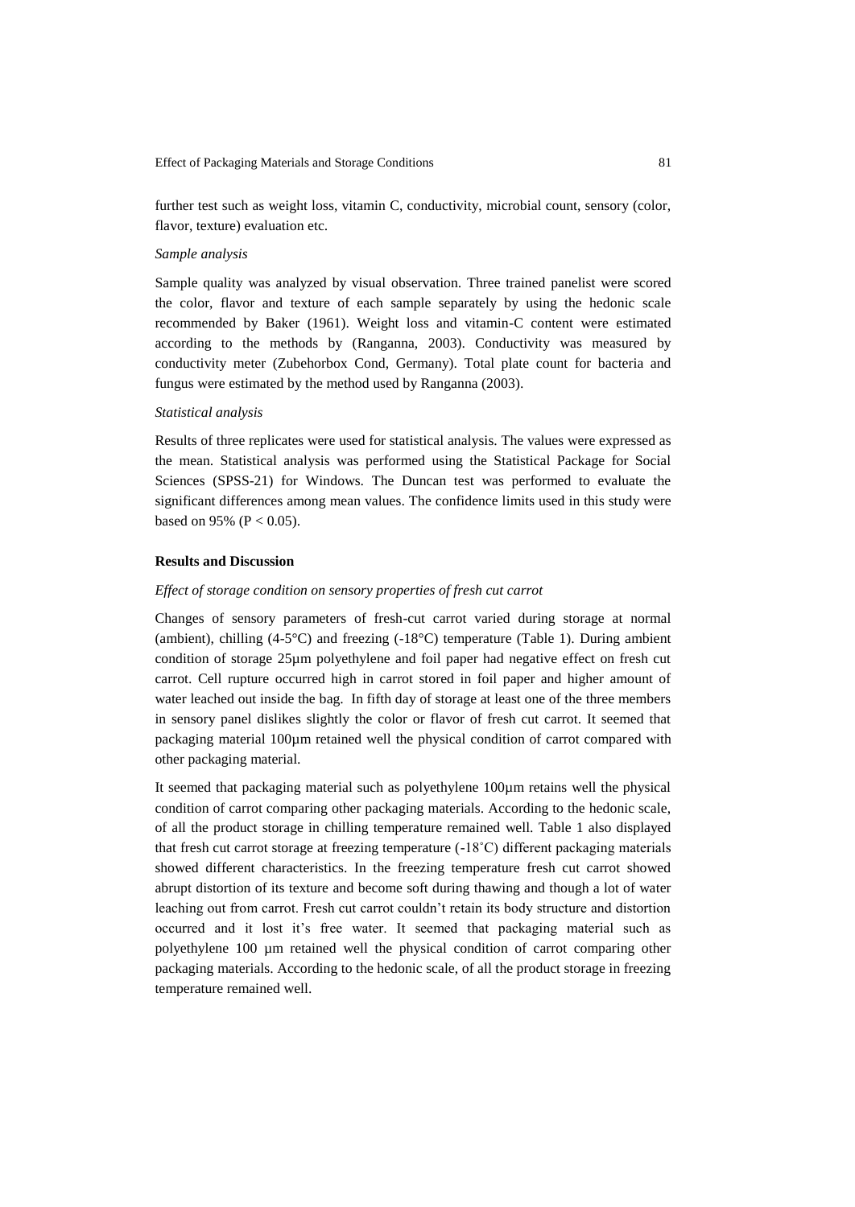further test such as weight loss, vitamin C, conductivity, microbial count, sensory (color, flavor, texture) evaluation etc.

*Sample analysis*

Sample quality was analyzed by visual observation. Three trained panelist were scored the color, flavor and texture of each sample separately by using the hedonic scale recommended by Baker (1961). Weight loss and vitamin-C content were estimated according to the methods by (Ranganna, 2003). Conductivity was measured by conductivity meter (Zubehorbox Cond, Germany). Total plate count for bacteria and fungus were estimated by the method used by Ranganna (2003).

*Statistical analysis*

Results of three replicates were used for statistical analysis. The values were expressed as the mean. Statistical analysis was performed using the Statistical Package for Social Sciences (SPSS-21) for Windows. The Duncan test was performed to evaluate the significant differences among mean values. The confidence limits used in this study were based on 95% ($P < 0.05$).

## Results and Discussion

*Effect of storage condition on sensory properties of fresh cut carrot*

Changes of sensory parameters of fresh-cut carrot varied during storage at normal (ambient), chilling (4-5°C) and freezing (-18°C) temperature (Table 1). During ambient condition of storage 25µm polyethylene and foil paper had negative effect on fresh cut carrot. Cell rupture occurred high in carrot stored in foil paper and higher amount of water leached out inside the bag. In fifth day of storage at least one of the three members in sensory panel dislikes slightly the color or flavor of fresh cut carrot. It seemed that packaging material 100µm retained well the physical condition of carrot compared with other packaging material.

It seemed that packaging material such as polyethylene 100µm retains well the physical condition of carrot comparing other packaging materials. According to the hedonic scale, of all the product storage in chilling temperature remained well. Table 1 also displayed that fresh cut carrot storage at freezing temperature (-18˚C) different packaging materials showed different characteristics. In the freezing temperature fresh cut carrot showed abrupt distortion of its texture and become soft during thawing and though a lot of water leaching out from carrot. Fresh cut carrot couldn't retain its body structure and distortion occurred and it lost it's free water. It seemed that packaging material such as polyethylene 100 µm retained well the physical condition of carrot comparing other packaging materials. According to the hedonic scale, of all the product storage in freezing temperature remained well.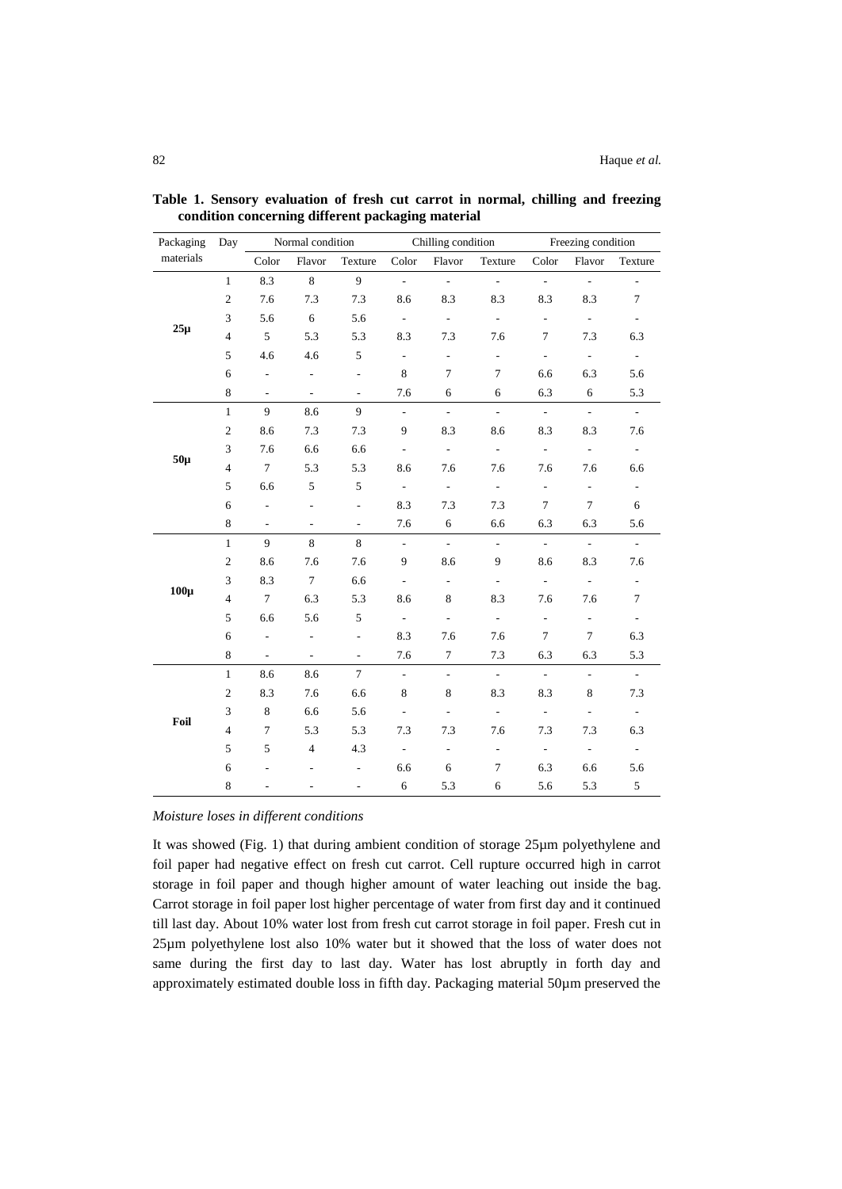**Table 1. Sensory evaluation of fresh cut carrot in normal, chilling and freezing condition concerning different packaging material**

| Packaging materials | Day | Normal condition | | | Chilling condition | | | Freezing condition | | |
|---|---|---|---|---|---|---|---|---|---|---|
| | | Color | Flavor | Texture | Color | Flavor | Texture | Color | Flavor | Texture |
| **25µ** | 1 | 8.3 | 8 | 9 | - | - | - | - | - | - |
| | 2 | 7.6 | 7.3 | 7.3 | 8.6 | 8.3 | 8.3 | 8.3 | 8.3 | 7 |
| | 3 | 5.6 | 6 | 5.6 | - | - | - | - | - | - |
| | 4 | 5 | 5.3 | 5.3 | 8.3 | 7.3 | 7.6 | 7 | 7.3 | 6.3 |
| | 5 | 4.6 | 4.6 | 5 | - | - | - | - | - | - |
| | 6 | - | - | - | 8 | 7 | 7 | 6.6 | 6.3 | 5.6 |
| | 8 | - | - | - | 7.6 | 6 | 6 | 6.3 | 6 | 5.3 |
| **50µ** | 1 | 9 | 8.6 | 9 | - | - | - | - | - | - |
| | 2 | 8.6 | 7.3 | 7.3 | 9 | 8.3 | 8.6 | 8.3 | 8.3 | 7.6 |
| | 3 | 7.6 | 6.6 | 6.6 | - | - | - | - | - | - |
| | 4 | 7 | 5.3 | 5.3 | 8.6 | 7.6 | 7.6 | 7.6 | 7.6 | 6.6 |
| | 5 | 6.6 | 5 | 5 | - | - | - | - | - | - |
| | 6 | - | - | - | 8.3 | 7.3 | 7.3 | 7 | 7 | 6 |
| | 8 | - | - | - | 7.6 | 6 | 6.6 | 6.3 | 6.3 | 5.6 |
| **100µ** | 1 | 9 | 8 | 8 | - | - | - | - | - | - |
| | 2 | 8.6 | 7.6 | 7.6 | 9 | 8.6 | 9 | 8.6 | 8.3 | 7.6 |
| | 3 | 8.3 | 7 | 6.6 | - | - | - | - | - | - |
| | 4 | 7 | 6.3 | 5.3 | 8.6 | 8 | 8.3 | 7.6 | 7.6 | 7 |
| | 5 | 6.6 | 5.6 | 5 | - | - | - | - | - | - |
| | 6 | - | - | - | 8.3 | 7.6 | 7.6 | 7 | 7 | 6.3 |
| | 8 | - | - | - | 7.6 | 7 | 7.3 | 6.3 | 6.3 | 5.3 |
| **Foil** | 1 | 8.6 | 8.6 | 7 | - | - | - | - | - | - |
| | 2 | 8.3 | 7.6 | 6.6 | 8 | 8 | 8.3 | 8.3 | 8 | 7.3 |
| | 3 | 8 | 6.6 | 5.6 | - | - | - | - | - | - |
| | 4 | 7 | 5.3 | 5.3 | 7.3 | 7.3 | 7.6 | 7.3 | 7.3 | 6.3 |
| | 5 | 5 | 4 | 4.3 | - | - | - | - | - | - |
| | 6 | - | - | - | 6.6 | 6 | 7 | 6.3 | 6.6 | 5.6 |
| | 8 | - | - | - | 6 | 5.3 | 6 | 5.6 | 5.3 | 5 |

*Moisture loses in different conditions*

It was showed (Fig. 1) that during ambient condition of storage 25µm polyethylene and foil paper had negative effect on fresh cut carrot. Cell rupture occurred high in carrot storage in foil paper and though higher amount of water leaching out inside the bag. Carrot storage in foil paper lost higher percentage of water from first day and it continued till last day. About 10% water lost from fresh cut carrot storage in foil paper. Fresh cut in 25µm polyethylene lost also 10% water but it showed that the loss of water does not same during the first day to last day. Water has lost abruptly in forth day and approximately estimated double loss in fifth day. Packaging material 50µm preserved the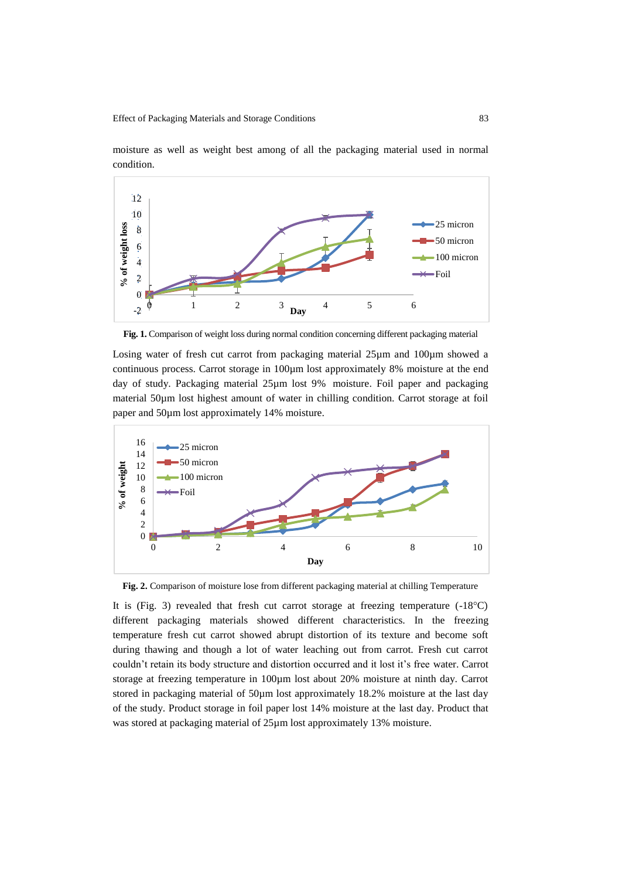moisture as well as weight best among of all the packaging material used in normal condition.

**Fig. 1.** Comparison of weight loss during normal condition concerning different packaging material

Losing water of fresh cut carrot from packaging material 25µm and 100µm showed a continuous process. Carrot storage in 100µm lost approximately 8% moisture at the end day of study. Packaging material 25µm lost 9% moisture. Foil paper and packaging material 50µm lost highest amount of water in chilling condition. Carrot storage at foil paper and 50µm lost approximately 14% moisture.

**Fig. 2.** Comparison of moisture lose from different packaging material at chilling Temperature

It is (Fig. 3) revealed that fresh cut carrot storage at freezing temperature (-18°C) different packaging materials showed different characteristics. In the freezing temperature fresh cut carrot showed abrupt distortion of its texture and become soft during thawing and though a lot of water leaching out from carrot. Fresh cut carrot couldn't retain its body structure and distortion occurred and it lost it's free water. Carrot storage at freezing temperature in 100µm lost about 20% moisture at ninth day. Carrot stored in packaging material of 50µm lost approximately 18.2% moisture at the last day of the study. Product storage in foil paper lost 14% moisture at the last day. Product that was stored at packaging material of 25µm lost approximately 13% moisture.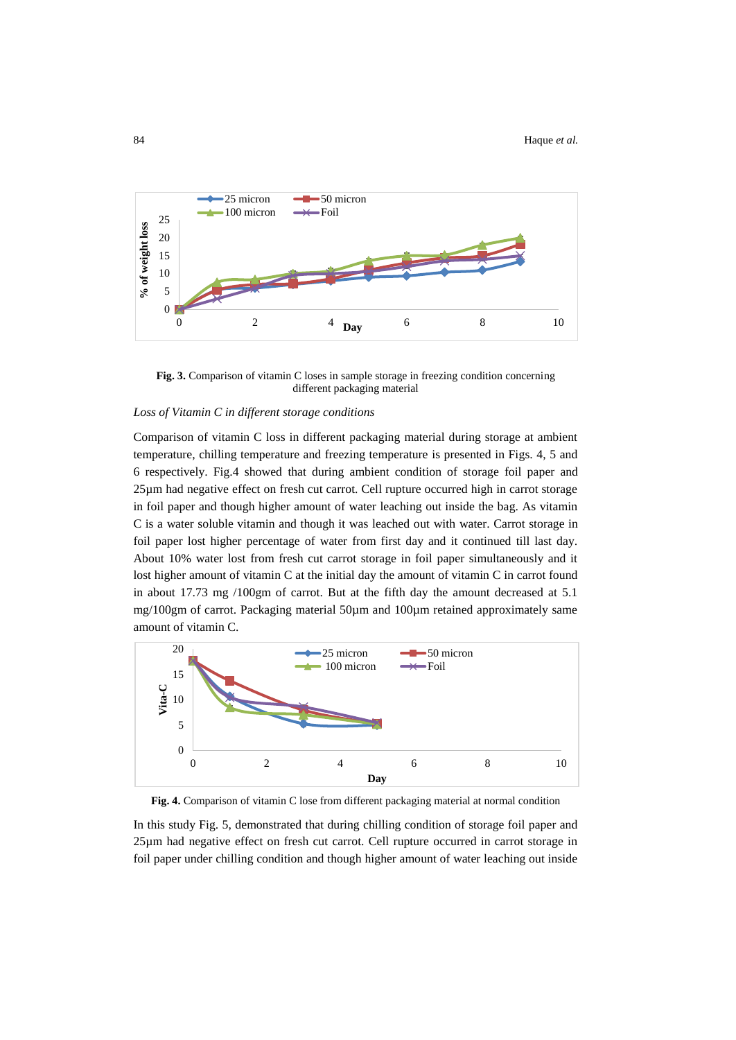**Fig. 3.** Comparison of vitamin C loses in sample storage in freezing condition concerning different packaging material

*Loss of Vitamin C in different storage conditions*

Comparison of vitamin C loss in different packaging material during storage at ambient temperature, chilling temperature and freezing temperature is presented in Figs. 4, 5 and 6 respectively. Fig.4 showed that during ambient condition of storage foil paper and 25µm had negative effect on fresh cut carrot. Cell rupture occurred high in carrot storage in foil paper and though higher amount of water leaching out inside the bag. As vitamin C is a water soluble vitamin and though it was leached out with water. Carrot storage in foil paper lost higher percentage of water from first day and it continued till last day. About 10% water lost from fresh cut carrot storage in foil paper simultaneously and it lost higher amount of vitamin C at the initial day the amount of vitamin C in carrot found in about 17.73 mg /100gm of carrot. But at the fifth day the amount decreased at 5.1 mg/100gm of carrot. Packaging material 50µm and 100µm retained approximately same amount of vitamin C.

**Fig. 4.** Comparison of vitamin C lose from different packaging material at normal condition

In this study Fig. 5, demonstrated that during chilling condition of storage foil paper and 25µm had negative effect on fresh cut carrot. Cell rupture occurred in carrot storage in foil paper under chilling condition and though higher amount of water leaching out inside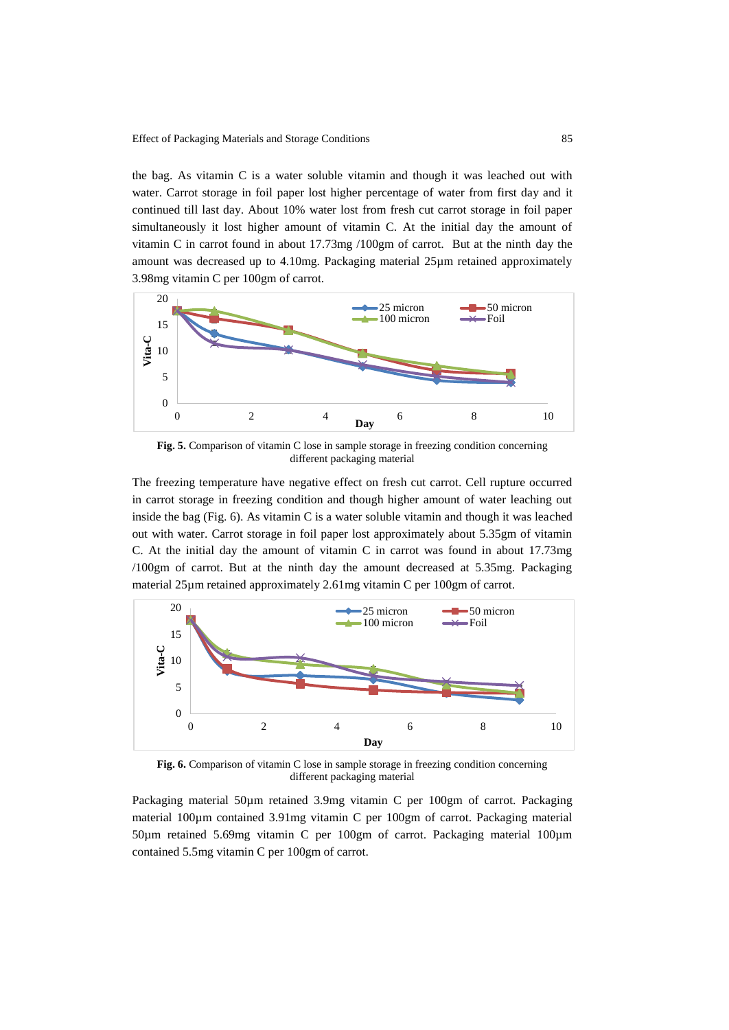the bag. As vitamin C is a water soluble vitamin and though it was leached out with water. Carrot storage in foil paper lost higher percentage of water from first day and it continued till last day. About 10% water lost from fresh cut carrot storage in foil paper simultaneously it lost higher amount of vitamin C. At the initial day the amount of vitamin C in carrot found in about 17.73mg /100gm of carrot. But at the ninth day the amount was decreased up to 4.10mg. Packaging material 25µm retained approximately 3.98mg vitamin C per 100gm of carrot.

**Fig. 5.** Comparison of vitamin C lose in sample storage in freezing condition concerning different packaging material

The freezing temperature have negative effect on fresh cut carrot. Cell rupture occurred in carrot storage in freezing condition and though higher amount of water leaching out inside the bag (Fig. 6). As vitamin C is a water soluble vitamin and though it was leached out with water. Carrot storage in foil paper lost approximately about 5.35gm of vitamin C. At the initial day the amount of vitamin C in carrot was found in about 17.73mg /100gm of carrot. But at the ninth day the amount decreased at 5.35mg. Packaging material 25µm retained approximately 2.61mg vitamin C per 100gm of carrot.

**Fig. 6.** Comparison of vitamin C lose in sample storage in freezing condition concerning different packaging material

Packaging material 50µm retained 3.9mg vitamin C per 100gm of carrot. Packaging material 100µm contained 3.91mg vitamin C per 100gm of carrot. Packaging material 50µm retained 5.69mg vitamin C per 100gm of carrot. Packaging material 100µm contained 5.5mg vitamin C per 100gm of carrot.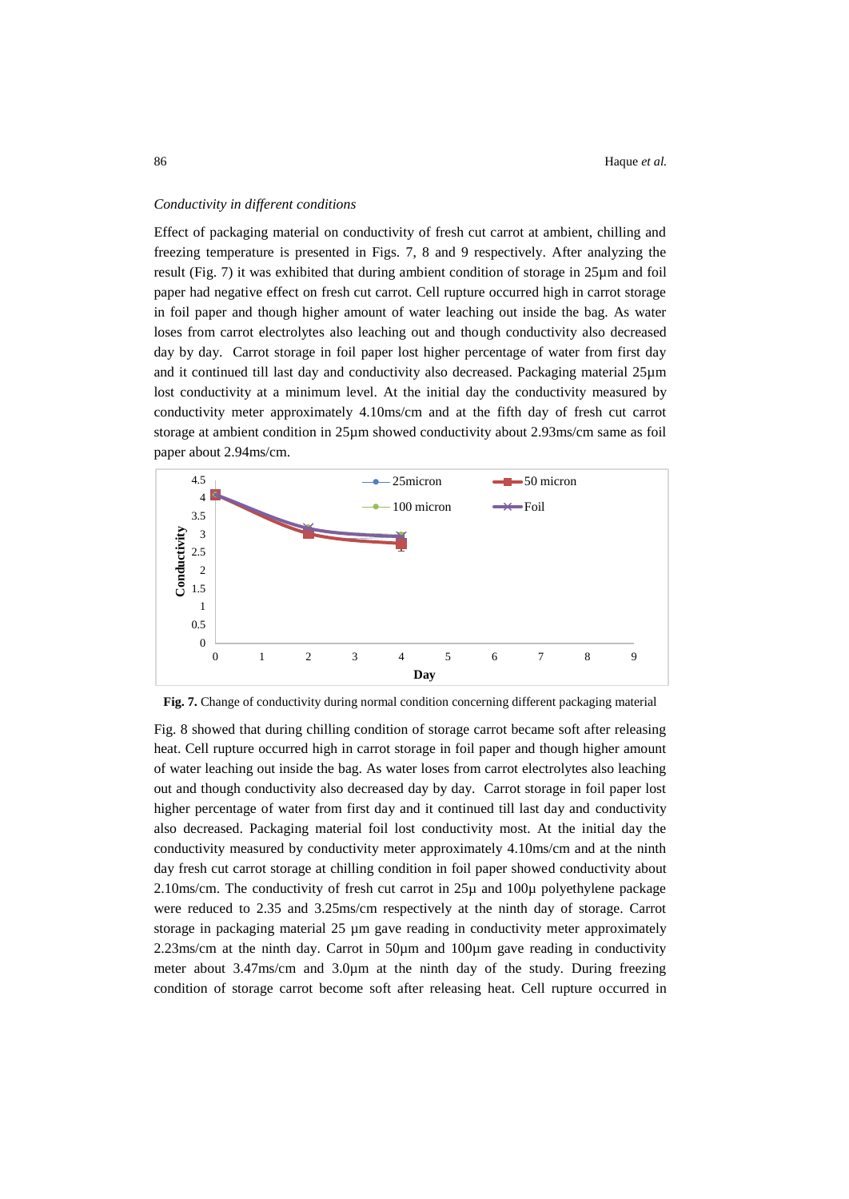*Conductivity in different conditions*

Effect of packaging material on conductivity of fresh cut carrot at ambient, chilling and freezing temperature is presented in Figs. 7, 8 and 9 respectively. After analyzing the result (Fig. 7) it was exhibited that during ambient condition of storage in 25µm and foil paper had negative effect on fresh cut carrot. Cell rupture occurred high in carrot storage in foil paper and though higher amount of water leaching out inside the bag. As water loses from carrot electrolytes also leaching out and though conductivity also decreased day by day. Carrot storage in foil paper lost higher percentage of water from first day and it continued till last day and conductivity also decreased. Packaging material 25µm lost conductivity at a minimum level. At the initial day the conductivity measured by conductivity meter approximately 4.10ms/cm and at the fifth day of fresh cut carrot storage at ambient condition in 25µm showed conductivity about 2.93ms/cm same as foil paper about 2.94ms/cm.

**Fig. 7.** Change of conductivity during normal condition concerning different packaging material

Fig. 8 showed that during chilling condition of storage carrot became soft after releasing heat. Cell rupture occurred high in carrot storage in foil paper and though higher amount of water leaching out inside the bag. As water loses from carrot electrolytes also leaching out and though conductivity also decreased day by day. Carrot storage in foil paper lost higher percentage of water from first day and it continued till last day and conductivity also decreased. Packaging material foil lost conductivity most. At the initial day the conductivity measured by conductivity meter approximately 4.10ms/cm and at the ninth day fresh cut carrot storage at chilling condition in foil paper showed conductivity about 2.10ms/cm. The conductivity of fresh cut carrot in 25µ and 100µ polyethylene package were reduced to 2.35 and 3.25ms/cm respectively at the ninth day of storage. Carrot storage in packaging material 25 µm gave reading in conductivity meter approximately 2.23ms/cm at the ninth day. Carrot in 50µm and 100µm gave reading in conductivity meter about 3.47ms/cm and 3.0µm at the ninth day of the study. During freezing condition of storage carrot become soft after releasing heat. Cell rupture occurred in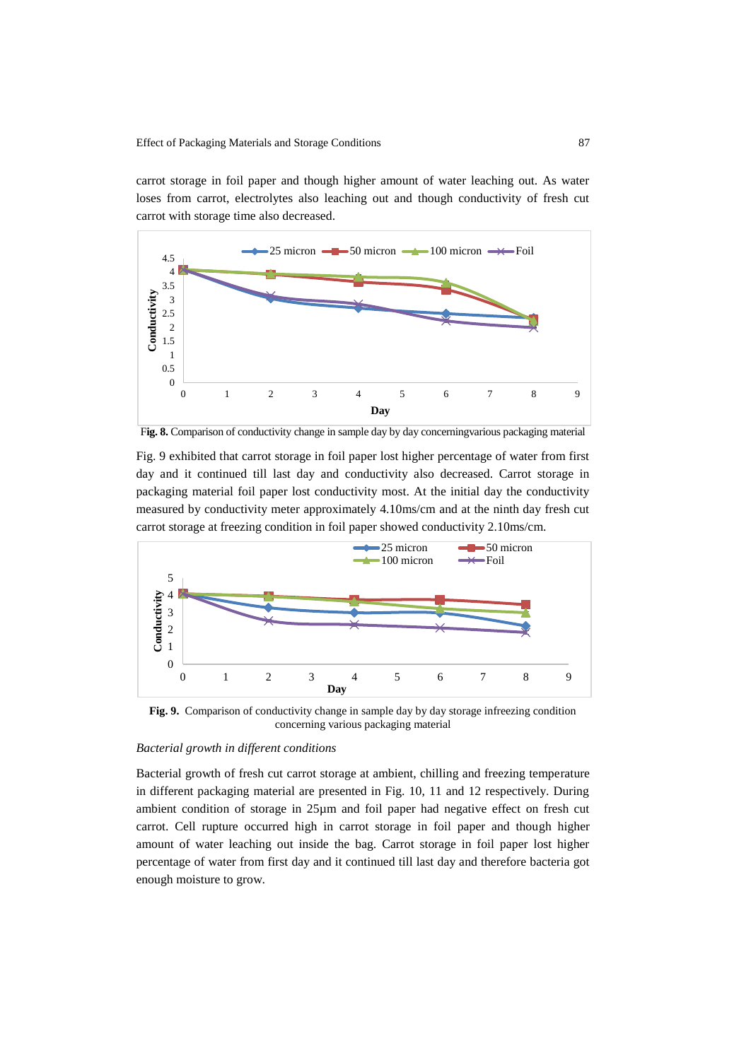carrot storage in foil paper and though higher amount of water leaching out. As water loses from carrot, electrolytes also leaching out and though conductivity of fresh cut carrot with storage time also decreased.

**Fig. 8.** Comparison of conductivity change in sample day by day concerningvarious packaging material

Fig. 9 exhibited that carrot storage in foil paper lost higher percentage of water from first day and it continued till last day and conductivity also decreased. Carrot storage in packaging material foil paper lost conductivity most. At the initial day the conductivity measured by conductivity meter approximately 4.10ms/cm and at the ninth day fresh cut carrot storage at freezing condition in foil paper showed conductivity 2.10ms/cm.

**Fig. 9.** Comparison of conductivity change in sample day by day storage infreezing condition concerning various packaging material

*Bacterial growth in different conditions*

Bacterial growth of fresh cut carrot storage at ambient, chilling and freezing temperature in different packaging material are presented in Fig. 10, 11 and 12 respectively. During ambient condition of storage in 25µm and foil paper had negative effect on fresh cut carrot. Cell rupture occurred high in carrot storage in foil paper and though higher amount of water leaching out inside the bag. Carrot storage in foil paper lost higher percentage of water from first day and it continued till last day and therefore bacteria got enough moisture to grow.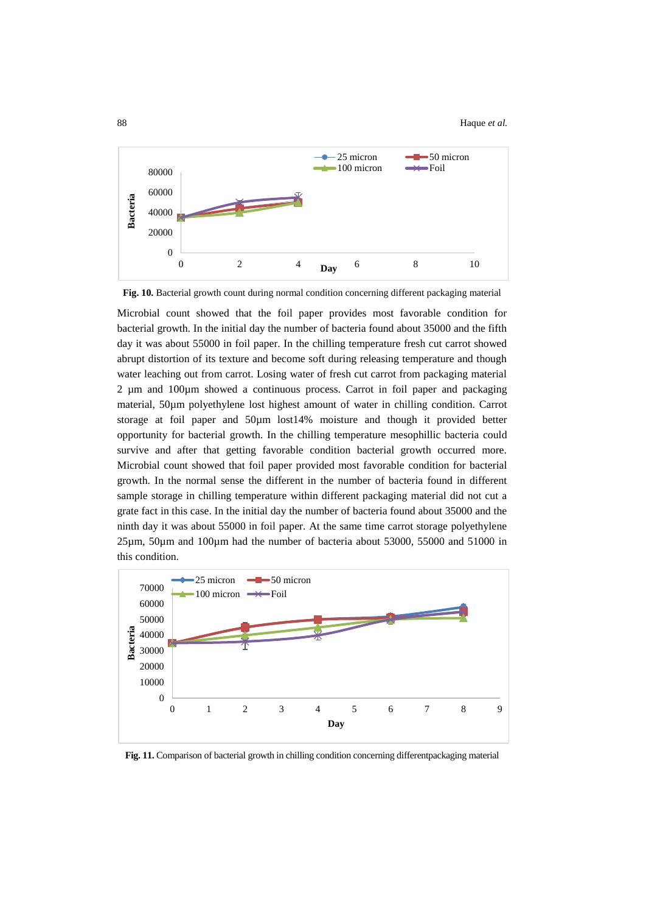**Fig. 10.** Bacterial growth count during normal condition concerning different packaging material

Microbial count showed that the foil paper provides most favorable condition for bacterial growth. In the initial day the number of bacteria found about 35000 and the fifth day it was about 55000 in foil paper. In the chilling temperature fresh cut carrot showed abrupt distortion of its texture and become soft during releasing temperature and though water leaching out from carrot. Losing water of fresh cut carrot from packaging material 2 µm and 100µm showed a continuous process. Carrot in foil paper and packaging material, 50µm polyethylene lost highest amount of water in chilling condition. Carrot storage at foil paper and 50µm lost14% moisture and though it provided better opportunity for bacterial growth. In the chilling temperature mesophillic bacteria could survive and after that getting favorable condition bacterial growth occurred more. Microbial count showed that foil paper provided most favorable condition for bacterial growth. In the normal sense the different in the number of bacteria found in different sample storage in chilling temperature within different packaging material did not cut a grate fact in this case. In the initial day the number of bacteria found about 35000 and the ninth day it was about 55000 in foil paper. At the same time carrot storage polyethylene 25µm, 50µm and 100µm had the number of bacteria about 53000, 55000 and 51000 in this condition.

**Fig. 11.** Comparison of bacterial growth in chilling condition concerning differentpackaging material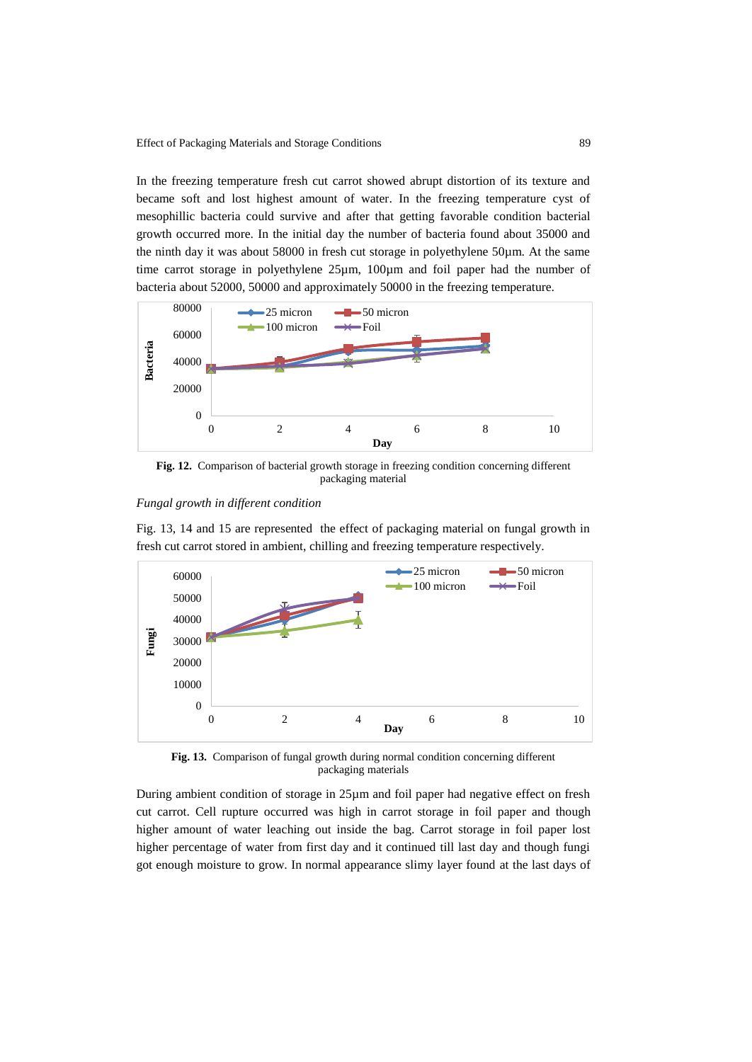In the freezing temperature fresh cut carrot showed abrupt distortion of its texture and became soft and lost highest amount of water. In the freezing temperature cyst of mesophillic bacteria could survive and after that getting favorable condition bacterial growth occurred more. In the initial day the number of bacteria found about 35000 and the ninth day it was about 58000 in fresh cut storage in polyethylene 50µm. At the same time carrot storage in polyethylene 25µm, 100µm and foil paper had the number of bacteria about 52000, 50000 and approximately 50000 in the freezing temperature.

**Fig. 12.** Comparison of bacterial growth storage in freezing condition concerning different packaging material

*Fungal growth in different condition*

Fig. 13, 14 and 15 are represented the effect of packaging material on fungal growth in fresh cut carrot stored in ambient, chilling and freezing temperature respectively.

**Fig. 13.** Comparison of fungal growth during normal condition concerning different packaging materials

During ambient condition of storage in 25µm and foil paper had negative effect on fresh cut carrot. Cell rupture occurred was high in carrot storage in foil paper and though higher amount of water leaching out inside the bag. Carrot storage in foil paper lost higher percentage of water from first day and it continued till last day and though fungi got enough moisture to grow. In normal appearance slimy layer found at the last days of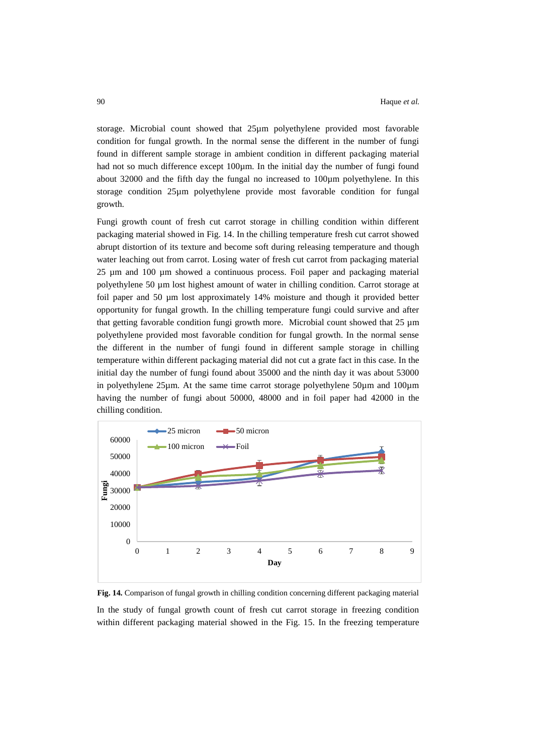storage. Microbial count showed that 25µm polyethylene provided most favorable condition for fungal growth. In the normal sense the different in the number of fungi found in different sample storage in ambient condition in different packaging material had not so much difference except 100µm. In the initial day the number of fungi found about 32000 and the fifth day the fungal no increased to 100µm polyethylene. In this storage condition 25µm polyethylene provide most favorable condition for fungal growth.

Fungi growth count of fresh cut carrot storage in chilling condition within different packaging material showed in Fig. 14. In the chilling temperature fresh cut carrot showed abrupt distortion of its texture and become soft during releasing temperature and though water leaching out from carrot. Losing water of fresh cut carrot from packaging material 25 µm and 100 µm showed a continuous process. Foil paper and packaging material polyethylene 50 µm lost highest amount of water in chilling condition. Carrot storage at foil paper and 50 µm lost approximately 14% moisture and though it provided better opportunity for fungal growth. In the chilling temperature fungi could survive and after that getting favorable condition fungi growth more. Microbial count showed that 25 µm polyethylene provided most favorable condition for fungal growth. In the normal sense the different in the number of fungi found in different sample storage in chilling temperature within different packaging material did not cut a grate fact in this case. In the initial day the number of fungi found about 35000 and the ninth day it was about 53000 in polyethylene 25µm. At the same time carrot storage polyethylene 50µm and 100µm having the number of fungi about 50000, 48000 and in foil paper had 42000 in the chilling condition.

**Fig. 14.** Comparison of fungal growth in chilling condition concerning different packaging material

In the study of fungal growth count of fresh cut carrot storage in freezing condition within different packaging material showed in the Fig. 15. In the freezing temperature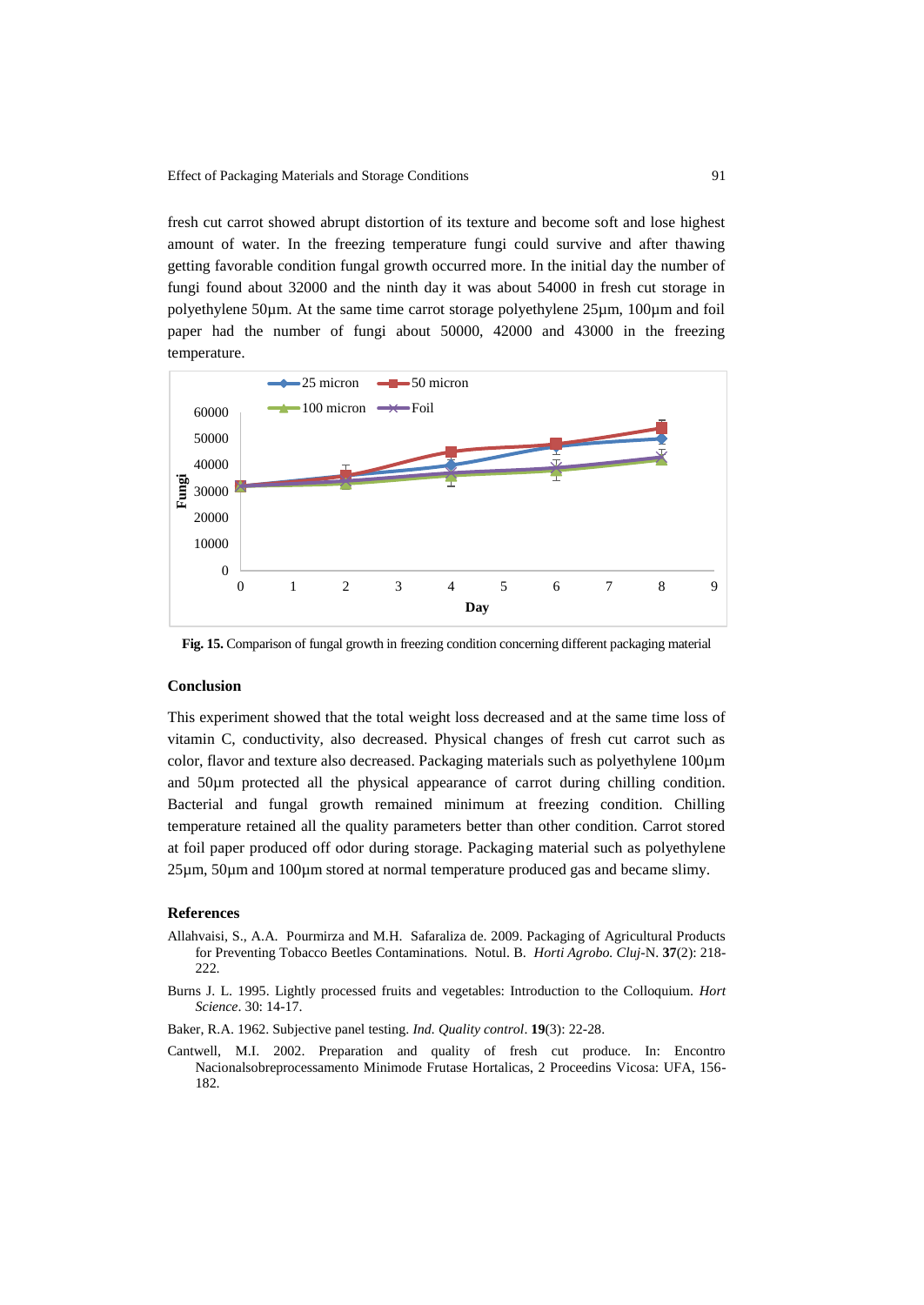fresh cut carrot showed abrupt distortion of its texture and become soft and lose highest amount of water. In the freezing temperature fungi could survive and after thawing getting favorable condition fungal growth occurred more. In the initial day the number of fungi found about 32000 and the ninth day it was about 54000 in fresh cut storage in polyethylene 50µm. At the same time carrot storage polyethylene 25µm, 100µm and foil paper had the number of fungi about 50000, 42000 and 43000 in the freezing temperature.

**Fig. 15.** Comparison of fungal growth in freezing condition concerning different packaging material

## Conclusion

This experiment showed that the total weight loss decreased and at the same time loss of vitamin C, conductivity, also decreased. Physical changes of fresh cut carrot such as color, flavor and texture also decreased. Packaging materials such as polyethylene 100µm and 50µm protected all the physical appearance of carrot during chilling condition. Bacterial and fungal growth remained minimum at freezing condition. Chilling temperature retained all the quality parameters better than other condition. Carrot stored at foil paper produced off odor during storage. Packaging material such as polyethylene 25µm, 50µm and 100µm stored at normal temperature produced gas and became slimy.

## References

Allahvaisi, S., A.A. Pourmirza and M.H. Safaraliza de. 2009. Packaging of Agricultural Products for Preventing Tobacco Beetles Contaminations. Notul. B. *Horti Agrobo. Cluj*-N. **37**(2): 218-222.

Burns J. L. 1995. Lightly processed fruits and vegetables: Introduction to the Colloquium. *Hort Science*. 30: 14-17.

Baker, R.A. 1962. Subjective panel testing. *Ind. Quality control*. **19**(3): 22-28.

Cantwell, M.I. 2002. Preparation and quality of fresh cut produce. In: Encontro Nacionalsobreprocessamento Minimode Frutase Hortalicas, 2 Proceedins Vicosa: UFA, 156-182.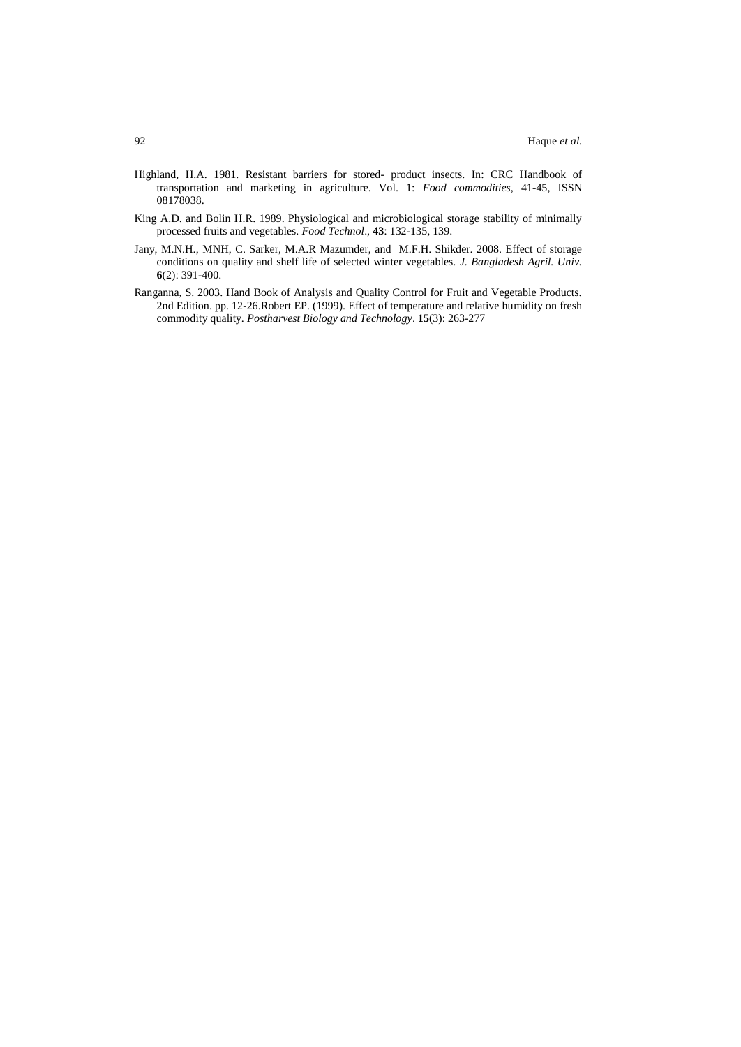Highland, H.A. 1981. Resistant barriers for stored- product insects. In: CRC Handbook of transportation and marketing in agriculture. Vol. 1: *Food commodities*, 41-45, ISSN 08178038.

King A.D. and Bolin H.R. 1989. Physiological and microbiological storage stability of minimally processed fruits and vegetables. *Food Technol*., **43**: 132-135, 139.

Jany, M.N.H., MNH, C. Sarker, M.A.R Mazumder, and M.F.H. Shikder. 2008. Effect of storage conditions on quality and shelf life of selected winter vegetables. *J. Bangladesh Agril. Univ*. **6**(2): 391-400.

Ranganna, S. 2003. Hand Book of Analysis and Quality Control for Fruit and Vegetable Products. 2nd Edition. pp. 12-26.Robert EP. (1999). Effect of temperature and relative humidity on fresh commodity quality. *Postharvest Biology and Technology*. **15**(3): 263-277